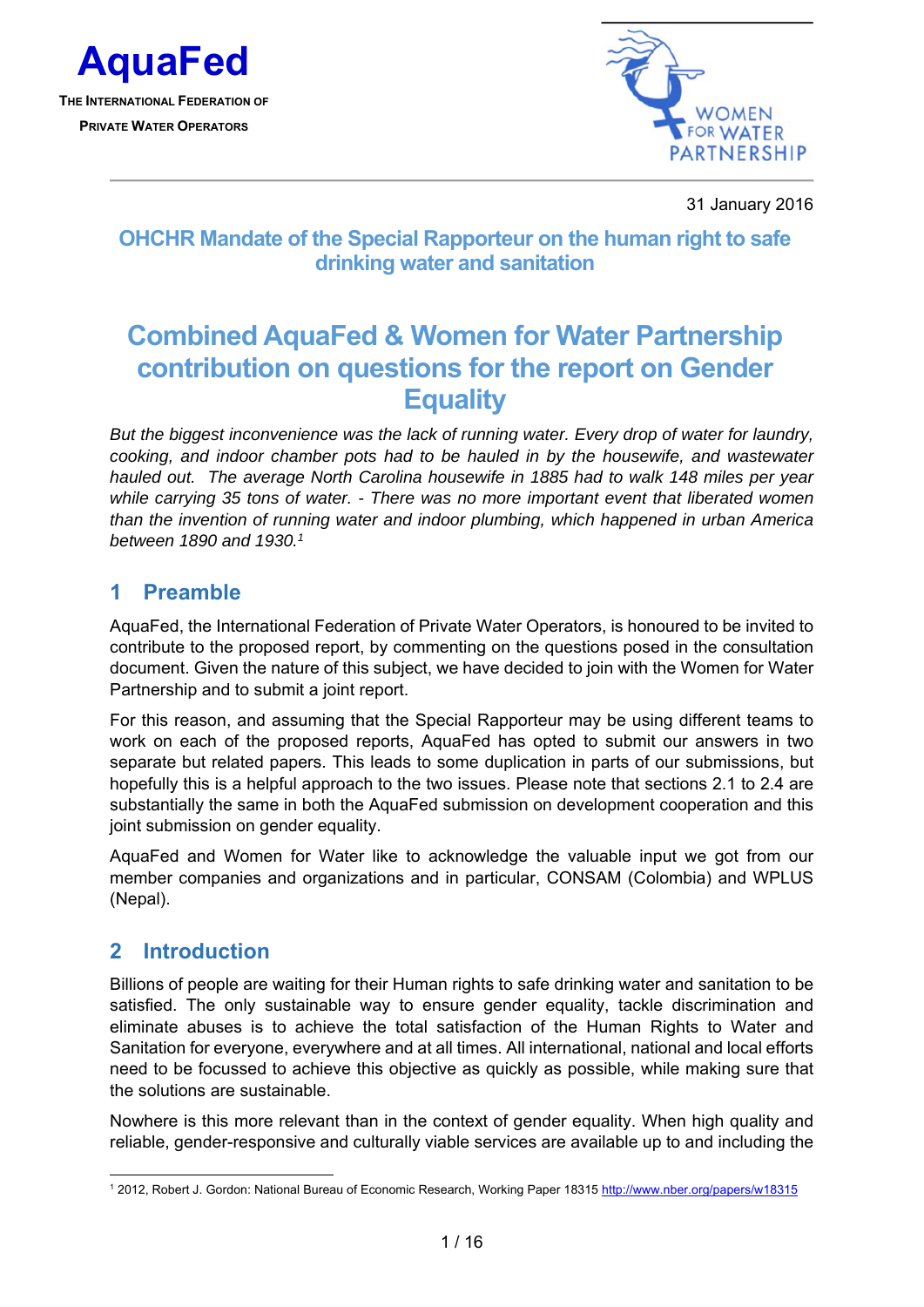**AquaFed**

THE INTERNATIONAL FEDERATION OF PRIVATE WATER OPERATORS

WOMEN FOR WATER PARTNERSHIP

31 January 2016

## OHCHR Mandate of the Special Rapporteur on the human right to safe drinking water and sanitation

# Combined AquaFed & Women for Water Partnership contribution on questions for the report on Gender Equality

*But the biggest inconvenience was the lack of running water. Every drop of water for laundry, cooking, and indoor chamber pots had to be hauled in by the housewife, and wastewater hauled out. The average North Carolina housewife in 1885 had to walk 148 miles per year while carrying 35 tons of water. - There was no more important event that liberated women than the invention of running water and indoor plumbing, which happened in urban America between 1890 and 1930.*[1]

## 1 Preamble

AquaFed, the International Federation of Private Water Operators, is honoured to be invited to contribute to the proposed report, by commenting on the questions posed in the consultation document. Given the nature of this subject, we have decided to join with the Women for Water Partnership and to submit a joint report.

For this reason, and assuming that the Special Rapporteur may be using different teams to work on each of the proposed reports, AquaFed has opted to submit our answers in two separate but related papers. This leads to some duplication in parts of our submissions, but hopefully this is a helpful approach to the two issues. Please note that sections 2.1 to 2.4 are substantially the same in both the AquaFed submission on development cooperation and this joint submission on gender equality.

AquaFed and Women for Water like to acknowledge the valuable input we got from our member companies and organizations and in particular, CONSAM (Colombia) and WPLUS (Nepal).

## 2 Introduction

Billions of people are waiting for their Human rights to safe drinking water and sanitation to be satisfied. The only sustainable way to ensure gender equality, tackle discrimination and eliminate abuses is to achieve the total satisfaction of the Human Rights to Water and Sanitation for everyone, everywhere and at all times. All international, national and local efforts need to be focussed to achieve this objective as quickly as possible, while making sure that the solutions are sustainable.

Nowhere is this more relevant than in the context of gender equality. When high quality and reliable, gender-responsive and culturally viable services are available up to and including the

---

[1] 2012, Robert J. Gordon: National Bureau of Economic Research, Working Paper 18315 http://www.nber.org/papers/w18315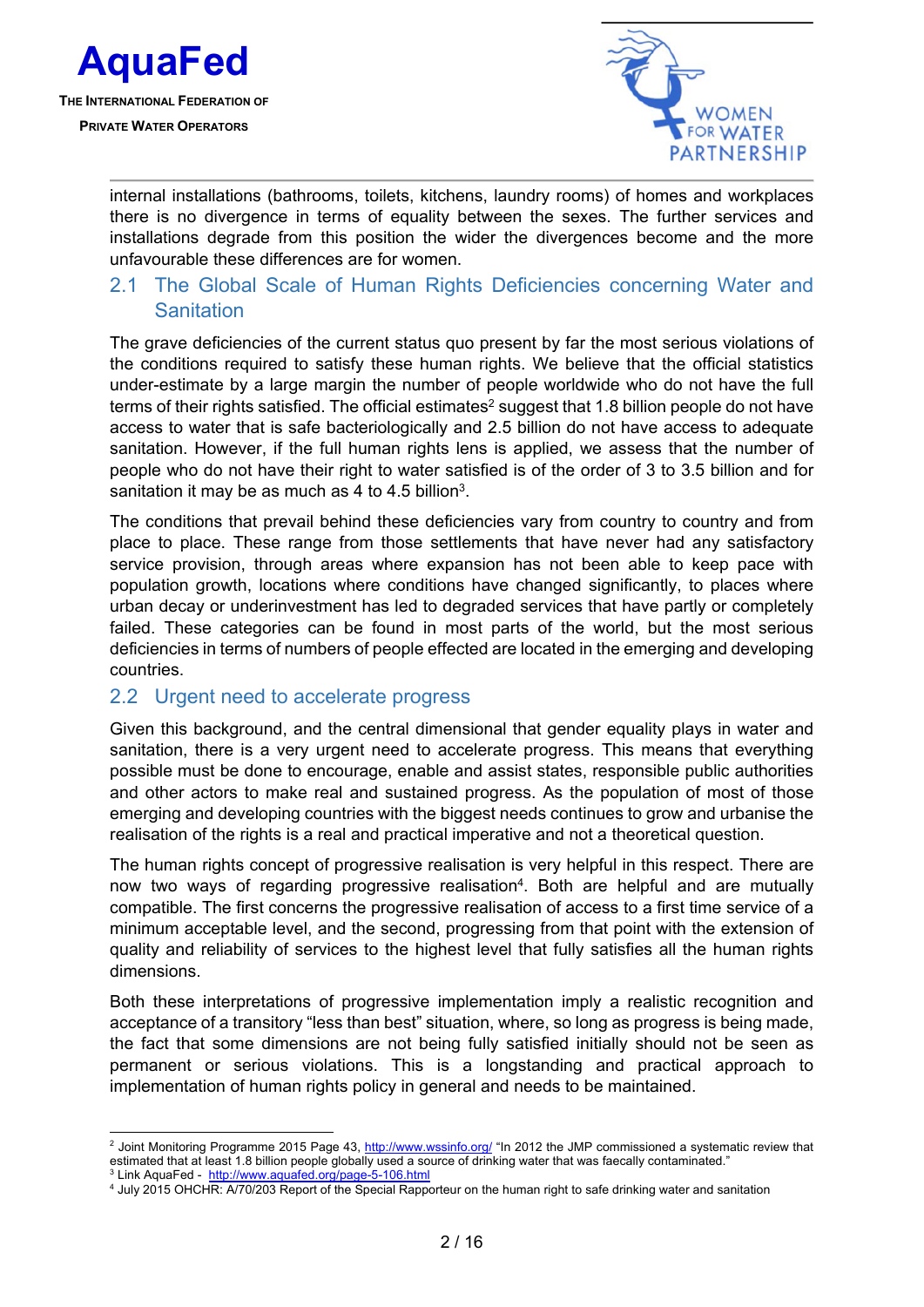internal installations (bathrooms, toilets, kitchens, laundry rooms) of homes and workplaces there is no divergence in terms of equality between the sexes. The further services and installations degrade from this position the wider the divergences become and the more unfavourable these differences are for women.

## 2.1 The Global Scale of Human Rights Deficiencies concerning Water and Sanitation

The grave deficiencies of the current status quo present by far the most serious violations of the conditions required to satisfy these human rights. We believe that the official statistics under-estimate by a large margin the number of people worldwide who do not have the full terms of their rights satisfied. The official estimates[2] suggest that 1.8 billion people do not have access to water that is safe bacteriologically and 2.5 billion do not have access to adequate sanitation. However, if the full human rights lens is applied, we assess that the number of people who do not have their right to water satisfied is of the order of 3 to 3.5 billion and for sanitation it may be as much as 4 to 4.5 billion[3].

The conditions that prevail behind these deficiencies vary from country to country and from place to place. These range from those settlements that have never had any satisfactory service provision, through areas where expansion has not been able to keep pace with population growth, locations where conditions have changed significantly, to places where urban decay or underinvestment has led to degraded services that have partly or completely failed. These categories can be found in most parts of the world, but the most serious deficiencies in terms of numbers of people effected are located in the emerging and developing countries.

## 2.2 Urgent need to accelerate progress

Given this background, and the central dimensional that gender equality plays in water and sanitation, there is a very urgent need to accelerate progress. This means that everything possible must be done to encourage, enable and assist states, responsible public authorities and other actors to make real and sustained progress. As the population of most of those emerging and developing countries with the biggest needs continues to grow and urbanise the realisation of the rights is a real and practical imperative and not a theoretical question.

The human rights concept of progressive realisation is very helpful in this respect. There are now two ways of regarding progressive realisation[4]. Both are helpful and are mutually compatible. The first concerns the progressive realisation of access to a first time service of a minimum acceptable level, and the second, progressing from that point with the extension of quality and reliability of services to the highest level that fully satisfies all the human rights dimensions.

Both these interpretations of progressive implementation imply a realistic recognition and acceptance of a transitory "less than best" situation, where, so long as progress is being made, the fact that some dimensions are not being fully satisfied initially should not be seen as permanent or serious violations. This is a longstanding and practical approach to implementation of human rights policy in general and needs to be maintained.

---

[2] Joint Monitoring Programme 2015 Page 43, http://www.wssinfo.org/ "In 2012 the JMP commissioned a systematic review that estimated that at least 1.8 billion people globally used a source of drinking water that was faecally contaminated."

[3] Link AquaFed - http://www.aquafed.org/page-5-106.html

[4] July 2015 OHCHR: A/70/203 Report of the Special Rapporteur on the human right to safe drinking water and sanitation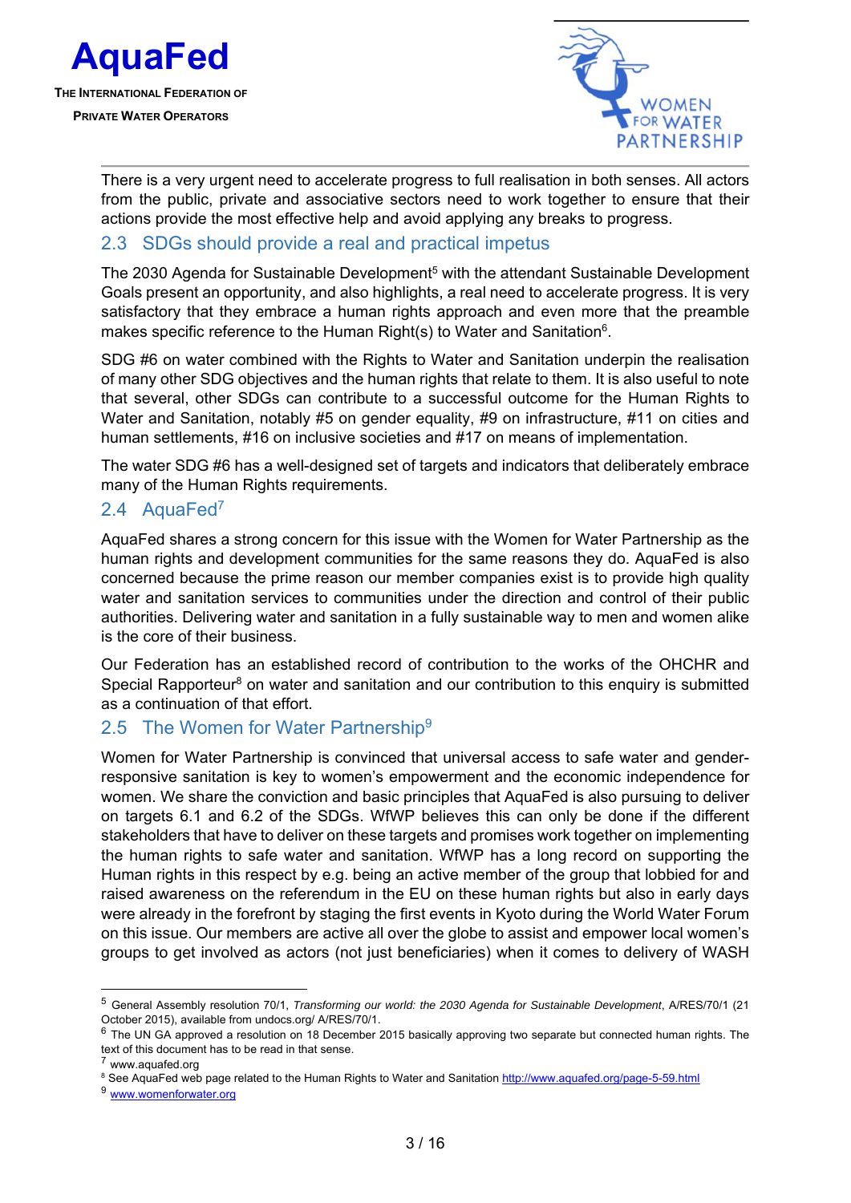There is a very urgent need to accelerate progress to full realisation in both senses. All actors from the public, private and associative sectors need to work together to ensure that their actions provide the most effective help and avoid applying any breaks to progress.

## 2.3 SDGs should provide a real and practical impetus

The 2030 Agenda for Sustainable Development[5] with the attendant Sustainable Development Goals present an opportunity, and also highlights, a real need to accelerate progress. It is very satisfactory that they embrace a human rights approach and even more that the preamble makes specific reference to the Human Right(s) to Water and Sanitation[6].

SDG #6 on water combined with the Rights to Water and Sanitation underpin the realisation of many other SDG objectives and the human rights that relate to them. It is also useful to note that several, other SDGs can contribute to a successful outcome for the Human Rights to Water and Sanitation, notably #5 on gender equality, #9 on infrastructure, #11 on cities and human settlements, #16 on inclusive societies and #17 on means of implementation.

The water SDG #6 has a well-designed set of targets and indicators that deliberately embrace many of the Human Rights requirements.

## 2.4 AquaFed[7]

AquaFed shares a strong concern for this issue with the Women for Water Partnership as the human rights and development communities for the same reasons they do. AquaFed is also concerned because the prime reason our member companies exist is to provide high quality water and sanitation services to communities under the direction and control of their public authorities. Delivering water and sanitation in a fully sustainable way to men and women alike is the core of their business.

Our Federation has an established record of contribution to the works of the OHCHR and Special Rapporteur[8] on water and sanitation and our contribution to this enquiry is submitted as a continuation of that effort.

## 2.5 The Women for Water Partnership[9]

Women for Water Partnership is convinced that universal access to safe water and gender-responsive sanitation is key to women's empowerment and the economic independence for women. We share the conviction and basic principles that AquaFed is also pursuing to deliver on targets 6.1 and 6.2 of the SDGs. WfWP believes this can only be done if the different stakeholders that have to deliver on these targets and promises work together on implementing the human rights to safe water and sanitation. WfWP has a long record on supporting the Human rights in this respect by e.g. being an active member of the group that lobbied for and raised awareness on the referendum in the EU on these human rights but also in early days were already in the forefront by staging the first events in Kyoto during the World Water Forum on this issue. Our members are active all over the globe to assist and empower local women's groups to get involved as actors (not just beneficiaries) when it comes to delivery of WASH

---

[5] General Assembly resolution 70/1, *Transforming our world: the 2030 Agenda for Sustainable Development*, A/RES/70/1 (21 October 2015), available from undocs.org/ A/RES/70/1.

[6] The UN GA approved a resolution on 18 December 2015 basically approving two separate but connected human rights. The text of this document has to be read in that sense.

[7] www.aquafed.org

[8] See AquaFed web page related to the Human Rights to Water and Sanitation http://www.aquafed.org/page-5-59.html

[9] www.womenforwater.org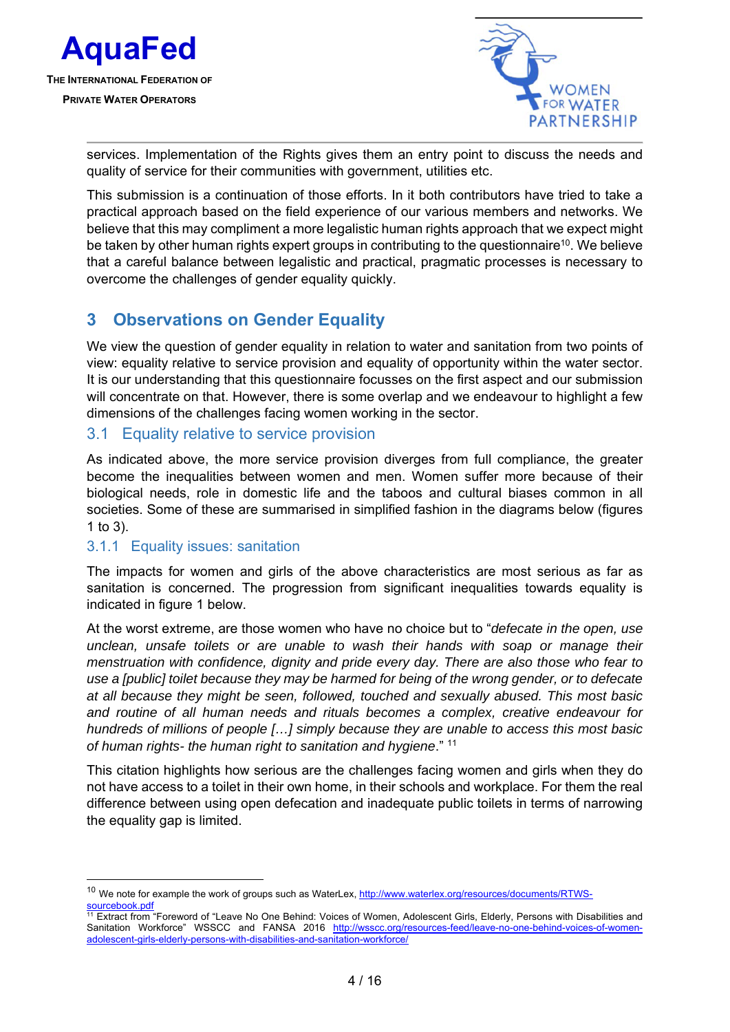services. Implementation of the Rights gives them an entry point to discuss the needs and quality of service for their communities with government, utilities etc.

This submission is a continuation of those efforts. In it both contributors have tried to take a practical approach based on the field experience of our various members and networks. We believe that this may compliment a more legalistic human rights approach that we expect might be taken by other human rights expert groups in contributing to the questionnaire[10]. We believe that a careful balance between legalistic and practical, pragmatic processes is necessary to overcome the challenges of gender equality quickly.

# 3 Observations on Gender Equality

We view the question of gender equality in relation to water and sanitation from two points of view: equality relative to service provision and equality of opportunity within the water sector. It is our understanding that this questionnaire focusses on the first aspect and our submission will concentrate on that. However, there is some overlap and we endeavour to highlight a few dimensions of the challenges facing women working in the sector.

## 3.1 Equality relative to service provision

As indicated above, the more service provision diverges from full compliance, the greater become the inequalities between women and men. Women suffer more because of their biological needs, role in domestic life and the taboos and cultural biases common in all societies. Some of these are summarised in simplified fashion in the diagrams below (figures 1 to 3).

### 3.1.1 Equality issues: sanitation

The impacts for women and girls of the above characteristics are most serious as far as sanitation is concerned. The progression from significant inequalities towards equality is indicated in figure 1 below.

At the worst extreme, are those women who have no choice but to "*defecate in the open, use unclean, unsafe toilets or are unable to wash their hands with soap or manage their menstruation with confidence, dignity and pride every day. There are also those who fear to use a [public] toilet because they may be harmed for being of the wrong gender, or to defecate at all because they might be seen, followed, touched and sexually abused. This most basic and routine of all human needs and rituals becomes a complex, creative endeavour for hundreds of millions of people […] simply because they are unable to access this most basic of human rights- the human right to sanitation and hygiene*." [11]

This citation highlights how serious are the challenges facing women and girls when they do not have access to a toilet in their own home, in their schools and workplace. For them the real difference between using open defecation and inadequate public toilets in terms of narrowing the equality gap is limited.

---

[10] We note for example the work of groups such as WaterLex, http://www.waterlex.org/resources/documents/RTWS-sourcebook.pdf

[11] Extract from "Foreword of "Leave No One Behind: Voices of Women, Adolescent Girls, Elderly, Persons with Disabilities and Sanitation Workforce" WSSCC and FANSA 2016 http://wsscc.org/resources-feed/leave-no-one-behind-voices-of-women-adolescent-girls-elderly-persons-with-disabilities-and-sanitation-workforce/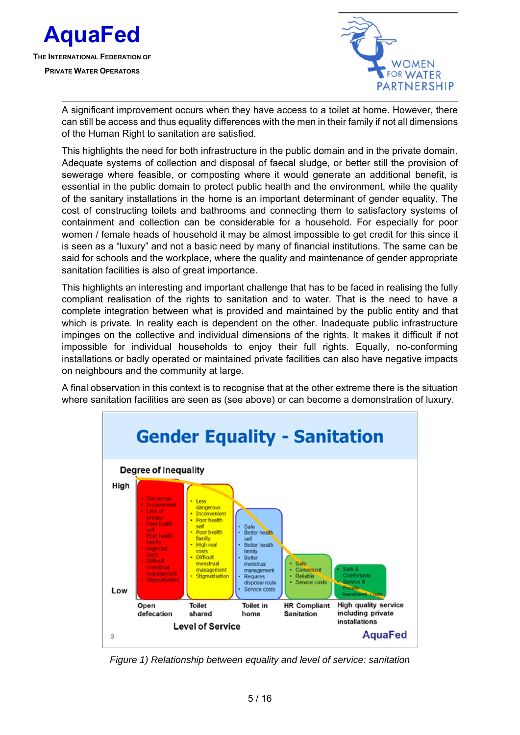A significant improvement occurs when they have access to a toilet at home. However, there can still be access and thus equality differences with the men in their family if not all dimensions of the Human Right to sanitation are satisfied.

This highlights the need for both infrastructure in the public domain and in the private domain. Adequate systems of collection and disposal of faecal sludge, or better still the provision of sewerage where feasible, or composting where it would generate an additional benefit, is essential in the public domain to protect public health and the environment, while the quality of the sanitary installations in the home is an important determinant of gender equality. The cost of constructing toilets and bathrooms and connecting them to satisfactory systems of containment and collection can be considerable for a household. For especially for poor women / female heads of household it may be almost impossible to get credit for this since it is seen as a "luxury" and not a basic need by many of financial institutions. The same can be said for schools and the workplace, where the quality and maintenance of gender appropriate sanitation facilities is also of great importance.

This highlights an interesting and important challenge that has to be faced in realising the fully compliant realisation of the rights to sanitation and to water. That is the need to have a complete integration between what is provided and maintained by the public entity and that which is private. In reality each is dependent on the other. Inadequate public infrastructure impinges on the collective and individual dimensions of the rights. It makes it difficult if not impossible for individual households to enjoy their full rights. Equally, no-conforming installations or badly operated or maintained private facilities can also have negative impacts on neighbours and the community at large.

A final observation in this context is to recognise that at the other extreme there is the situation where sanitation facilities are seen as (see above) or can become a demonstration of luxury.

**Gender Equality - Sanitation**

Degree of Inequality (High to Low) vs. Level of Service:

- **Open defecation**: Dangerous; Inconvenient; Lack of privacy; Poor health self; Poor health family; High real costs; Difficult menstrual management; Stigmatisation
- **Toilet shared**: Less dangerous; Inconvenient; Poor health self; Poor health family; High real costs; Difficult menstrual management; Stigmatisation
- **Toilet in home**: Safe; Better health self; Better health family; Better menstrual management; Requires disposal route; Service costs
- **HR Compliant Sanitation**: Safe; Convenient; Reliable; Service costs
- **High quality service including private installations**: Safe & Comfortable; Service & Private investment costs

*Figure 1) Relationship between equality and level of service: sanitation*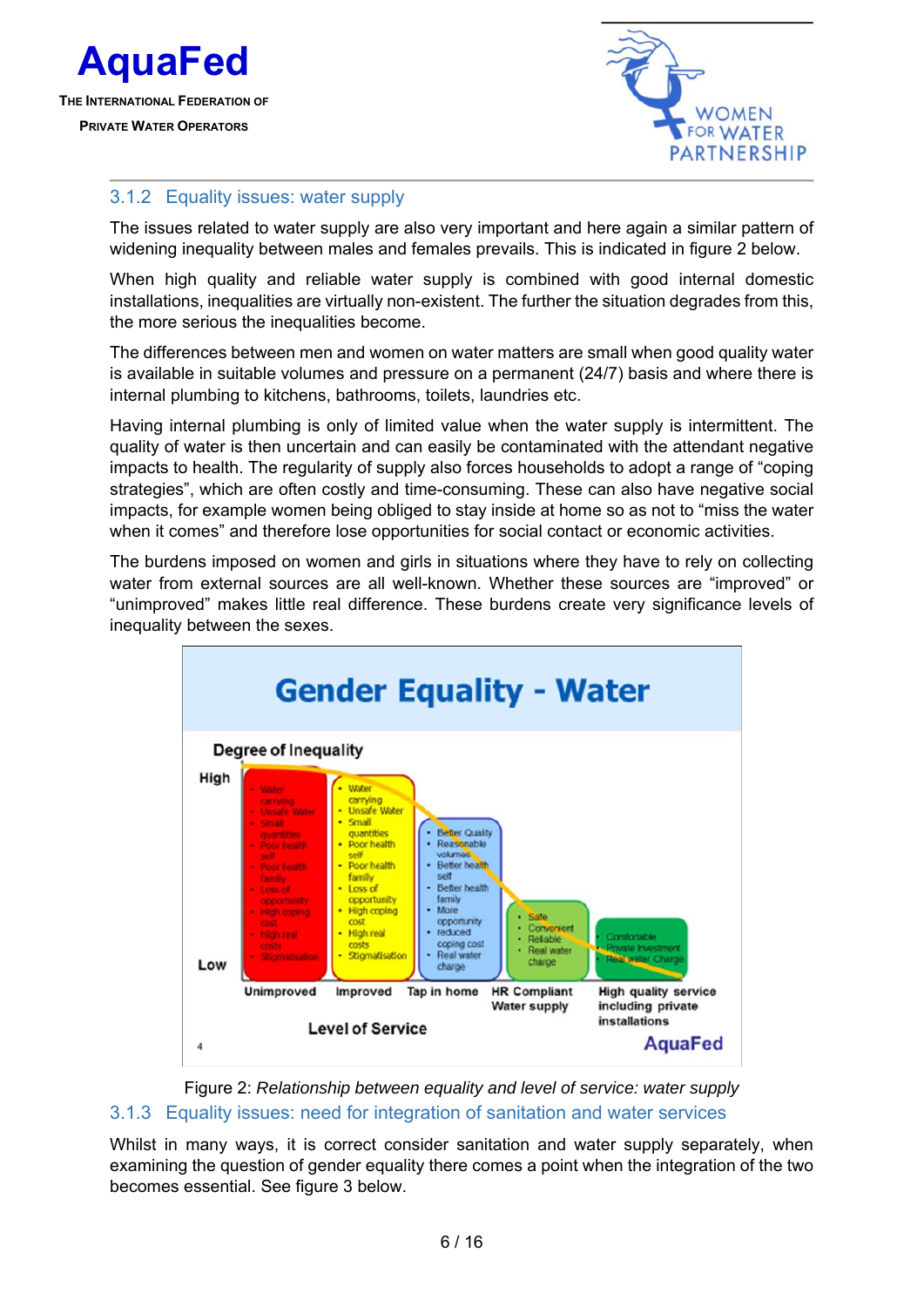### 3.1.2 Equality issues: water supply

The issues related to water supply are also very important and here again a similar pattern of widening inequality between males and females prevails. This is indicated in figure 2 below.

When high quality and reliable water supply is combined with good internal domestic installations, inequalities are virtually non-existent. The further the situation degrades from this, the more serious the inequalities become.

The differences between men and women on water matters are small when good quality water is available in suitable volumes and pressure on a permanent (24/7) basis and where there is internal plumbing to kitchens, bathrooms, toilets, laundries etc.

Having internal plumbing is only of limited value when the water supply is intermittent. The quality of water is then uncertain and can easily be contaminated with the attendant negative impacts to health. The regularity of supply also forces households to adopt a range of "coping strategies", which are often costly and time-consuming. These can also have negative social impacts, for example women being obliged to stay inside at home so as not to "miss the water when it comes" and therefore lose opportunities for social contact or economic activities.

The burdens imposed on women and girls in situations where they have to rely on collecting water from external sources are all well-known. Whether these sources are "improved" or "unimproved" makes little real difference. These burdens create very significance levels of inequality between the sexes.

Figure 2: *Relationship between equality and level of service: water supply*

### 3.1.3 Equality issues: need for integration of sanitation and water services

Whilst in many ways, it is correct consider sanitation and water supply separately, when examining the question of gender equality there comes a point when the integration of the two becomes essential. See figure 3 below.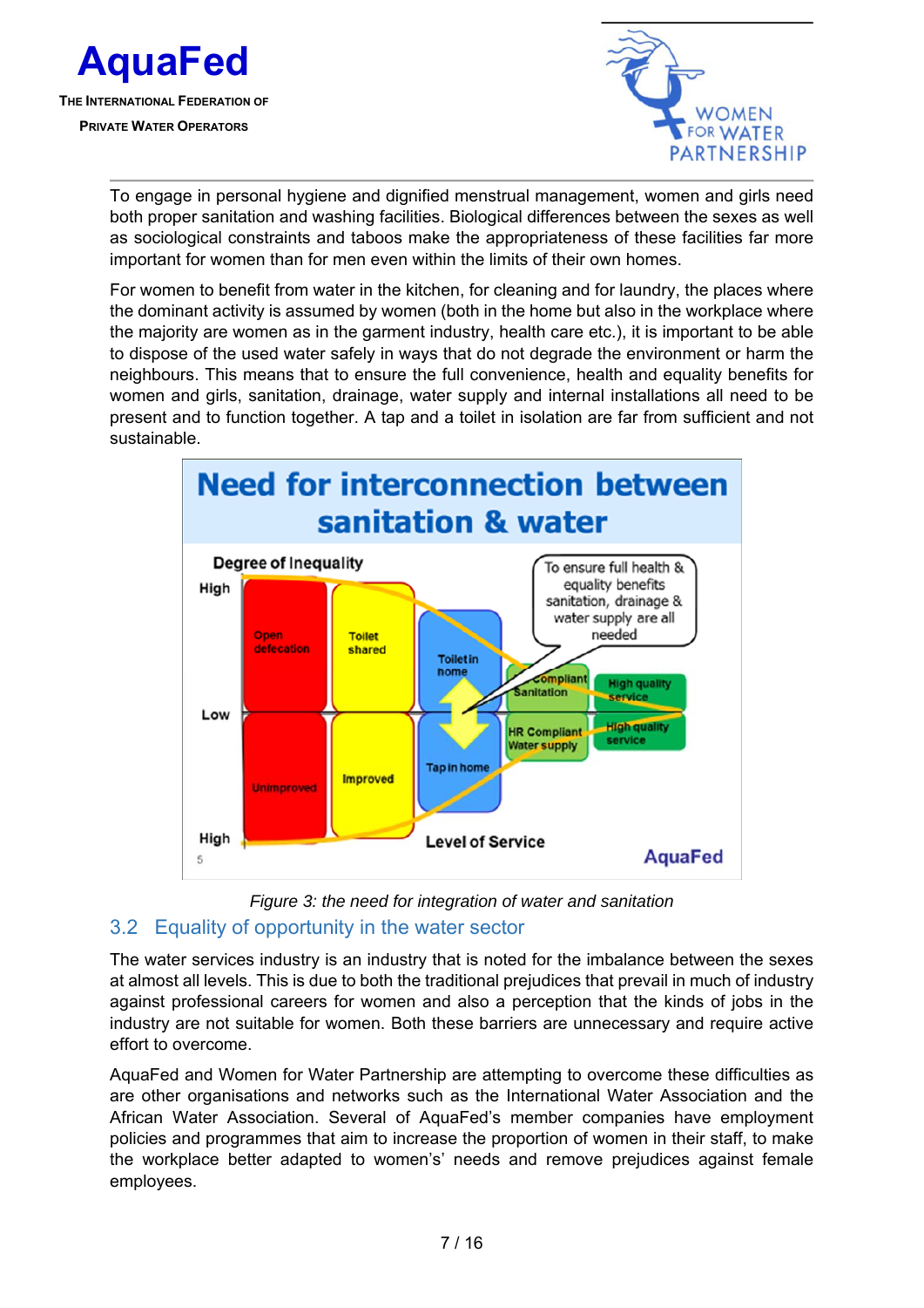To engage in personal hygiene and dignified menstrual management, women and girls need both proper sanitation and washing facilities. Biological differences between the sexes as well as sociological constraints and taboos make the appropriateness of these facilities far more important for women than for men even within the limits of their own homes.

For women to benefit from water in the kitchen, for cleaning and for laundry, the places where the dominant activity is assumed by women (both in the home but also in the workplace where the majority are women as in the garment industry, health care etc.), it is important to be able to dispose of the used water safely in ways that do not degrade the environment or harm the neighbours. This means that to ensure the full convenience, health and equality benefits for women and girls, sanitation, drainage, water supply and internal installations all need to be present and to function together. A tap and a toilet in isolation are far from sufficient and not sustainable.

*Figure 3: the need for integration of water and sanitation*

## 3.2 Equality of opportunity in the water sector

The water services industry is an industry that is noted for the imbalance between the sexes at almost all levels. This is due to both the traditional prejudices that prevail in much of industry against professional careers for women and also a perception that the kinds of jobs in the industry are not suitable for women. Both these barriers are unnecessary and require active effort to overcome.

AquaFed and Women for Water Partnership are attempting to overcome these difficulties as are other organisations and networks such as the International Water Association and the African Water Association. Several of AquaFed's member companies have employment policies and programmes that aim to increase the proportion of women in their staff, to make the workplace better adapted to women's' needs and remove prejudices against female employees.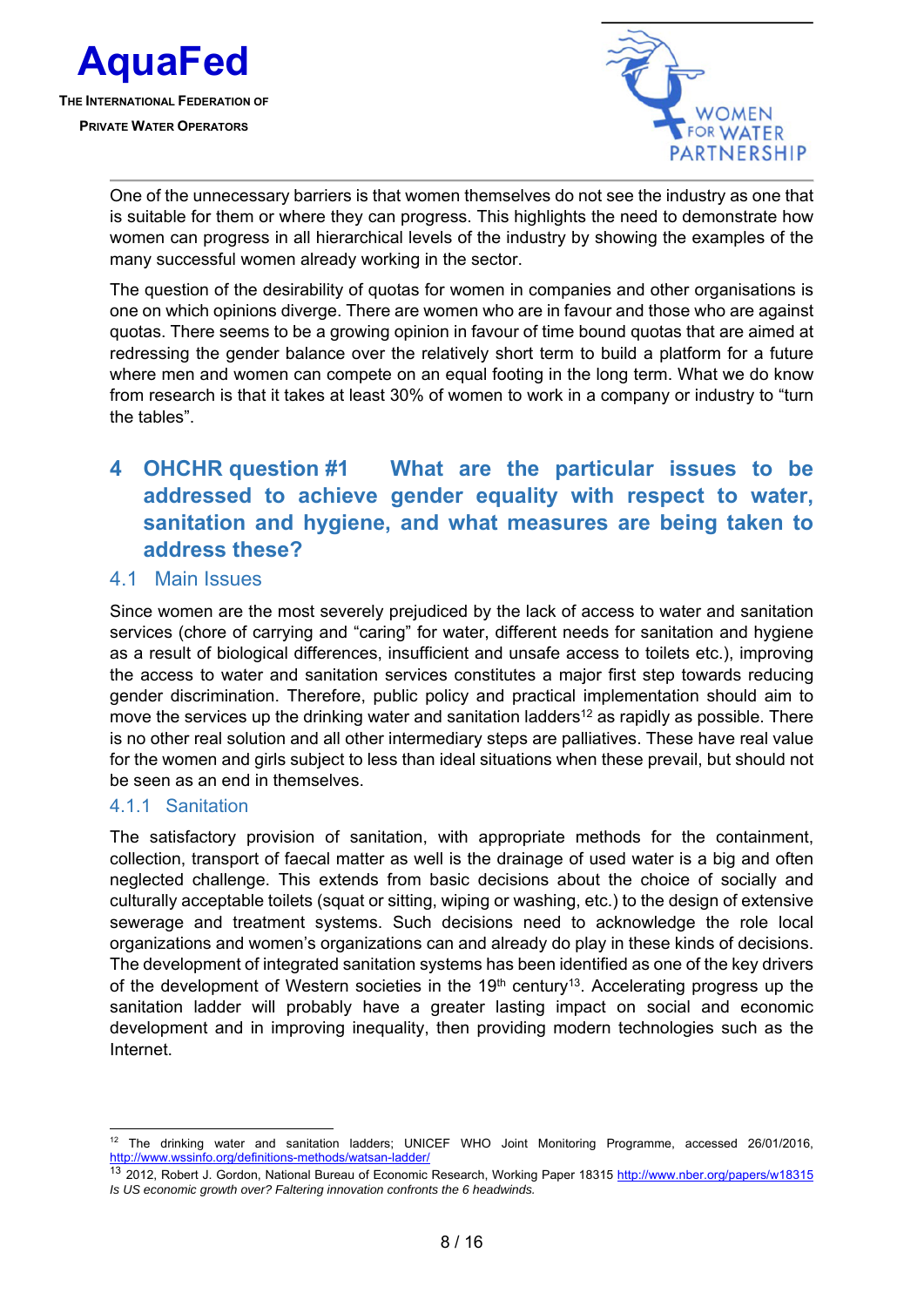One of the unnecessary barriers is that women themselves do not see the industry as one that is suitable for them or where they can progress. This highlights the need to demonstrate how women can progress in all hierarchical levels of the industry by showing the examples of the many successful women already working in the sector.

The question of the desirability of quotas for women in companies and other organisations is one on which opinions diverge. There are women who are in favour and those who are against quotas. There seems to be a growing opinion in favour of time bound quotas that are aimed at redressing the gender balance over the relatively short term to build a platform for a future where men and women can compete on an equal footing in the long term. What we do know from research is that it takes at least 30% of women to work in a company or industry to “turn the tables”.

# 4 OHCHR question #1 What are the particular issues to be addressed to achieve gender equality with respect to water, sanitation and hygiene, and what measures are being taken to address these?

## 4.1 Main Issues

Since women are the most severely prejudiced by the lack of access to water and sanitation services (chore of carrying and “caring” for water, different needs for sanitation and hygiene as a result of biological differences, insufficient and unsafe access to toilets etc.), improving the access to water and sanitation services constitutes a major first step towards reducing gender discrimination. Therefore, public policy and practical implementation should aim to move the services up the drinking water and sanitation ladders[12] as rapidly as possible. There is no other real solution and all other intermediary steps are palliatives. These have real value for the women and girls subject to less than ideal situations when these prevail, but should not be seen as an end in themselves.

### 4.1.1 Sanitation

The satisfactory provision of sanitation, with appropriate methods for the containment, collection, transport of faecal matter as well is the drainage of used water is a big and often neglected challenge. This extends from basic decisions about the choice of socially and culturally acceptable toilets (squat or sitting, wiping or washing, etc.) to the design of extensive sewerage and treatment systems. Such decisions need to acknowledge the role local organizations and women’s organizations can and already do play in these kinds of decisions. The development of integrated sanitation systems has been identified as one of the key drivers of the development of Western societies in the 19th century[13]. Accelerating progress up the sanitation ladder will probably have a greater lasting impact on social and economic development and in improving inequality, then providing modern technologies such as the Internet.

---

[12] The drinking water and sanitation ladders; UNICEF WHO Joint Monitoring Programme, accessed 26/01/2016, http://www.wssinfo.org/definitions-methods/watsan-ladder/

[13] 2012, Robert J. Gordon, National Bureau of Economic Research, Working Paper 18315 http://www.nber.org/papers/w18315 *Is US economic growth over? Faltering innovation confronts the 6 headwinds.*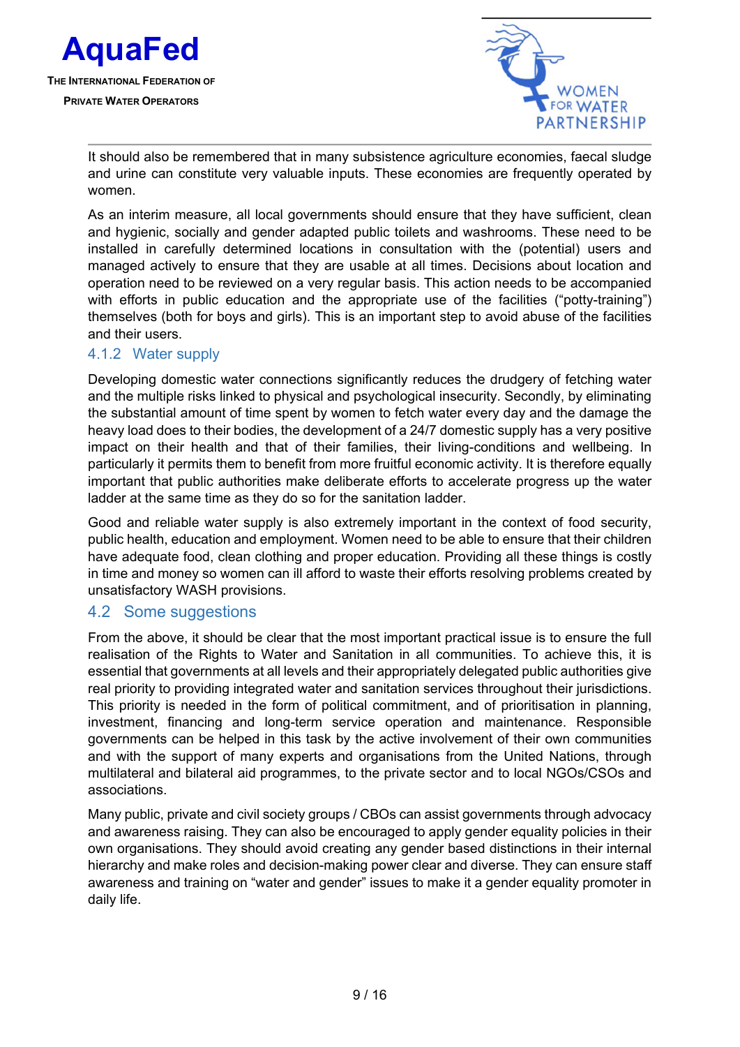It should also be remembered that in many subsistence agriculture economies, faecal sludge and urine can constitute very valuable inputs. These economies are frequently operated by women.

As an interim measure, all local governments should ensure that they have sufficient, clean and hygienic, socially and gender adapted public toilets and washrooms. These need to be installed in carefully determined locations in consultation with the (potential) users and managed actively to ensure that they are usable at all times. Decisions about location and operation need to be reviewed on a very regular basis. This action needs to be accompanied with efforts in public education and the appropriate use of the facilities ("potty-training") themselves (both for boys and girls). This is an important step to avoid abuse of the facilities and their users.

### 4.1.2 Water supply

Developing domestic water connections significantly reduces the drudgery of fetching water and the multiple risks linked to physical and psychological insecurity. Secondly, by eliminating the substantial amount of time spent by women to fetch water every day and the damage the heavy load does to their bodies, the development of a 24/7 domestic supply has a very positive impact on their health and that of their families, their living-conditions and wellbeing. In particularly it permits them to benefit from more fruitful economic activity. It is therefore equally important that public authorities make deliberate efforts to accelerate progress up the water ladder at the same time as they do so for the sanitation ladder.

Good and reliable water supply is also extremely important in the context of food security, public health, education and employment. Women need to be able to ensure that their children have adequate food, clean clothing and proper education. Providing all these things is costly in time and money so women can ill afford to waste their efforts resolving problems created by unsatisfactory WASH provisions.

## 4.2 Some suggestions

From the above, it should be clear that the most important practical issue is to ensure the full realisation of the Rights to Water and Sanitation in all communities. To achieve this, it is essential that governments at all levels and their appropriately delegated public authorities give real priority to providing integrated water and sanitation services throughout their jurisdictions. This priority is needed in the form of political commitment, and of prioritisation in planning, investment, financing and long-term service operation and maintenance. Responsible governments can be helped in this task by the active involvement of their own communities and with the support of many experts and organisations from the United Nations, through multilateral and bilateral aid programmes, to the private sector and to local NGOs/CSOs and associations.

Many public, private and civil society groups / CBOs can assist governments through advocacy and awareness raising. They can also be encouraged to apply gender equality policies in their own organisations. They should avoid creating any gender based distinctions in their internal hierarchy and make roles and decision-making power clear and diverse. They can ensure staff awareness and training on "water and gender" issues to make it a gender equality promoter in daily life.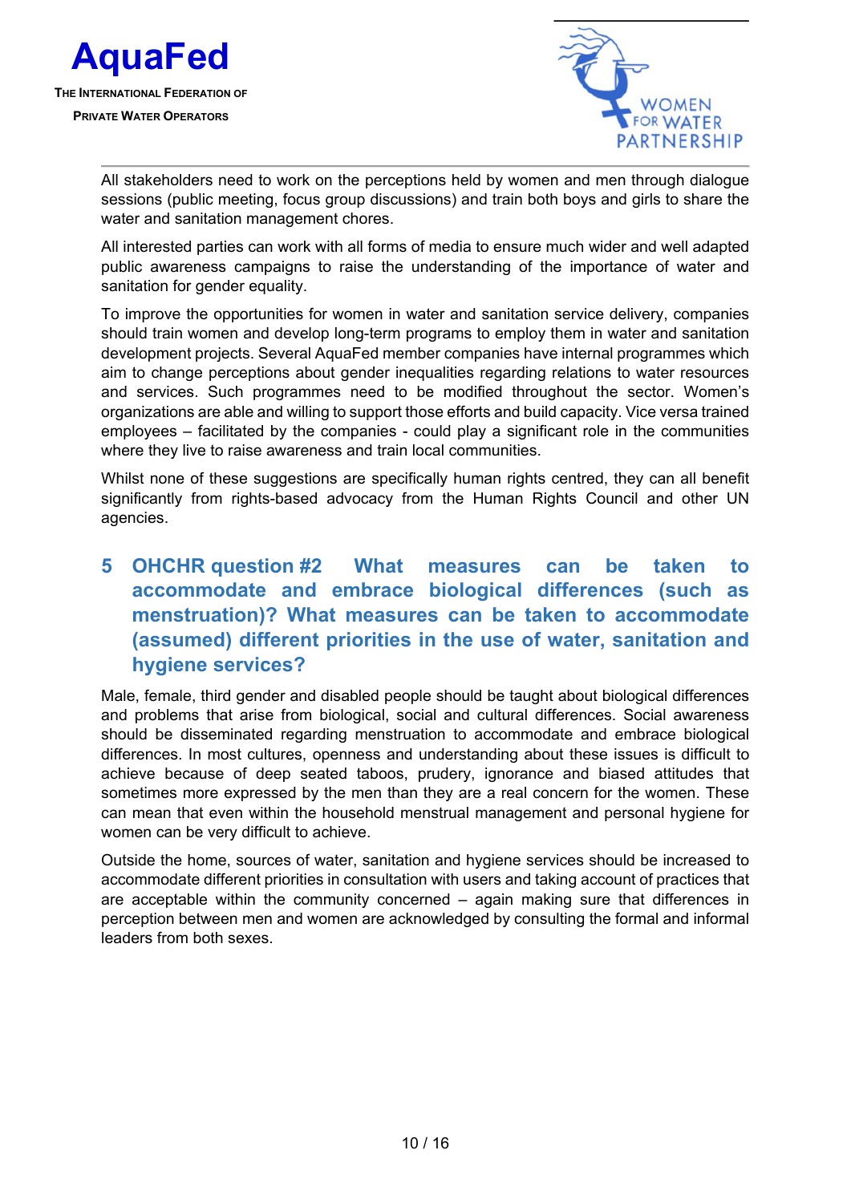All stakeholders need to work on the perceptions held by women and men through dialogue sessions (public meeting, focus group discussions) and train both boys and girls to share the water and sanitation management chores.

All interested parties can work with all forms of media to ensure much wider and well adapted public awareness campaigns to raise the understanding of the importance of water and sanitation for gender equality.

To improve the opportunities for women in water and sanitation service delivery, companies should train women and develop long-term programs to employ them in water and sanitation development projects. Several AquaFed member companies have internal programmes which aim to change perceptions about gender inequalities regarding relations to water resources and services. Such programmes need to be modified throughout the sector. Women's organizations are able and willing to support those efforts and build capacity. Vice versa trained employees – facilitated by the companies - could play a significant role in the communities where they live to raise awareness and train local communities.

Whilst none of these suggestions are specifically human rights centred, they can all benefit significantly from rights-based advocacy from the Human Rights Council and other UN agencies.

## 5 OHCHR question #2 What measures can be taken to accommodate and embrace biological differences (such as menstruation)? What measures can be taken to accommodate (assumed) different priorities in the use of water, sanitation and hygiene services?

Male, female, third gender and disabled people should be taught about biological differences and problems that arise from biological, social and cultural differences. Social awareness should be disseminated regarding menstruation to accommodate and embrace biological differences. In most cultures, openness and understanding about these issues is difficult to achieve because of deep seated taboos, prudery, ignorance and biased attitudes that sometimes more expressed by the men than they are a real concern for the women. These can mean that even within the household menstrual management and personal hygiene for women can be very difficult to achieve.

Outside the home, sources of water, sanitation and hygiene services should be increased to accommodate different priorities in consultation with users and taking account of practices that are acceptable within the community concerned – again making sure that differences in perception between men and women are acknowledged by consulting the formal and informal leaders from both sexes.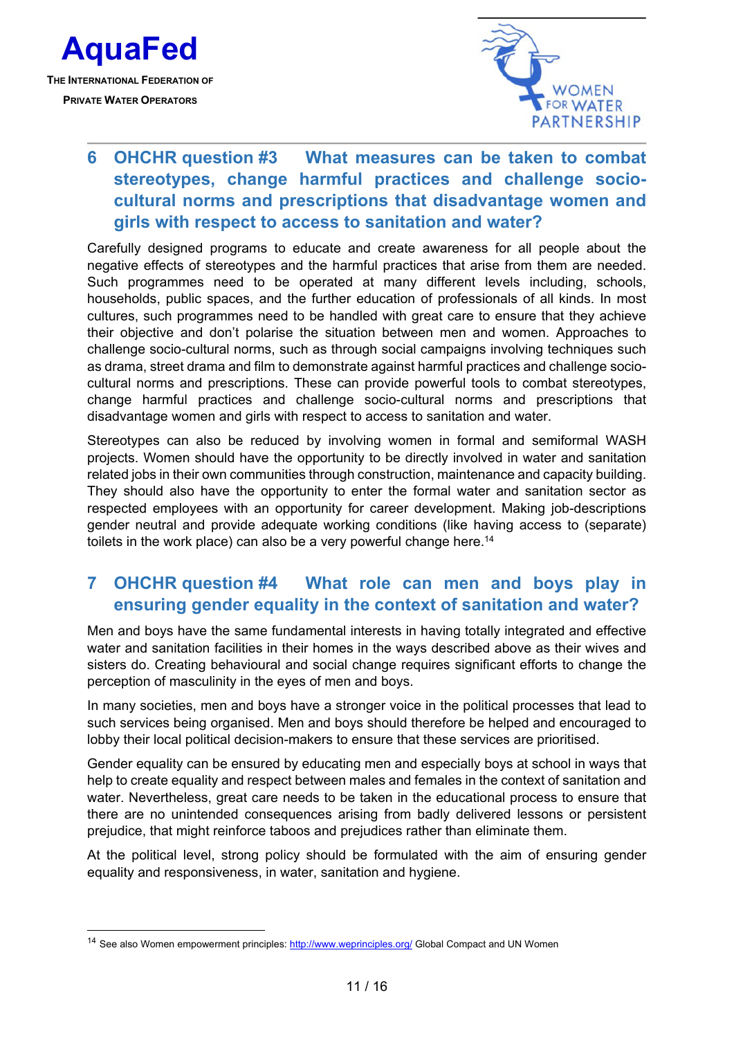## 6 OHCHR question #3 What measures can be taken to combat stereotypes, change harmful practices and challenge socio-cultural norms and prescriptions that disadvantage women and girls with respect to access to sanitation and water?

Carefully designed programs to educate and create awareness for all people about the negative effects of stereotypes and the harmful practices that arise from them are needed. Such programmes need to be operated at many different levels including, schools, households, public spaces, and the further education of professionals of all kinds. In most cultures, such programmes need to be handled with great care to ensure that they achieve their objective and don't polarise the situation between men and women. Approaches to challenge socio-cultural norms, such as through social campaigns involving techniques such as drama, street drama and film to demonstrate against harmful practices and challenge socio-cultural norms and prescriptions. These can provide powerful tools to combat stereotypes, change harmful practices and challenge socio-cultural norms and prescriptions that disadvantage women and girls with respect to access to sanitation and water.

Stereotypes can also be reduced by involving women in formal and semiformal WASH projects. Women should have the opportunity to be directly involved in water and sanitation related jobs in their own communities through construction, maintenance and capacity building. They should also have the opportunity to enter the formal water and sanitation sector as respected employees with an opportunity for career development. Making job-descriptions gender neutral and provide adequate working conditions (like having access to (separate) toilets in the work place) can also be a very powerful change here.[14]

## 7 OHCHR question #4 What role can men and boys play in ensuring gender equality in the context of sanitation and water?

Men and boys have the same fundamental interests in having totally integrated and effective water and sanitation facilities in their homes in the ways described above as their wives and sisters do. Creating behavioural and social change requires significant efforts to change the perception of masculinity in the eyes of men and boys.

In many societies, men and boys have a stronger voice in the political processes that lead to such services being organised. Men and boys should therefore be helped and encouraged to lobby their local political decision-makers to ensure that these services are prioritised.

Gender equality can be ensured by educating men and especially boys at school in ways that help to create equality and respect between males and females in the context of sanitation and water. Nevertheless, great care needs to be taken in the educational process to ensure that there are no unintended consequences arising from badly delivered lessons or persistent prejudice, that might reinforce taboos and prejudices rather than eliminate them.

At the political level, strong policy should be formulated with the aim of ensuring gender equality and responsiveness, in water, sanitation and hygiene.

---

[14] See also Women empowerment principles: http://www.weprinciples.org/ Global Compact and UN Women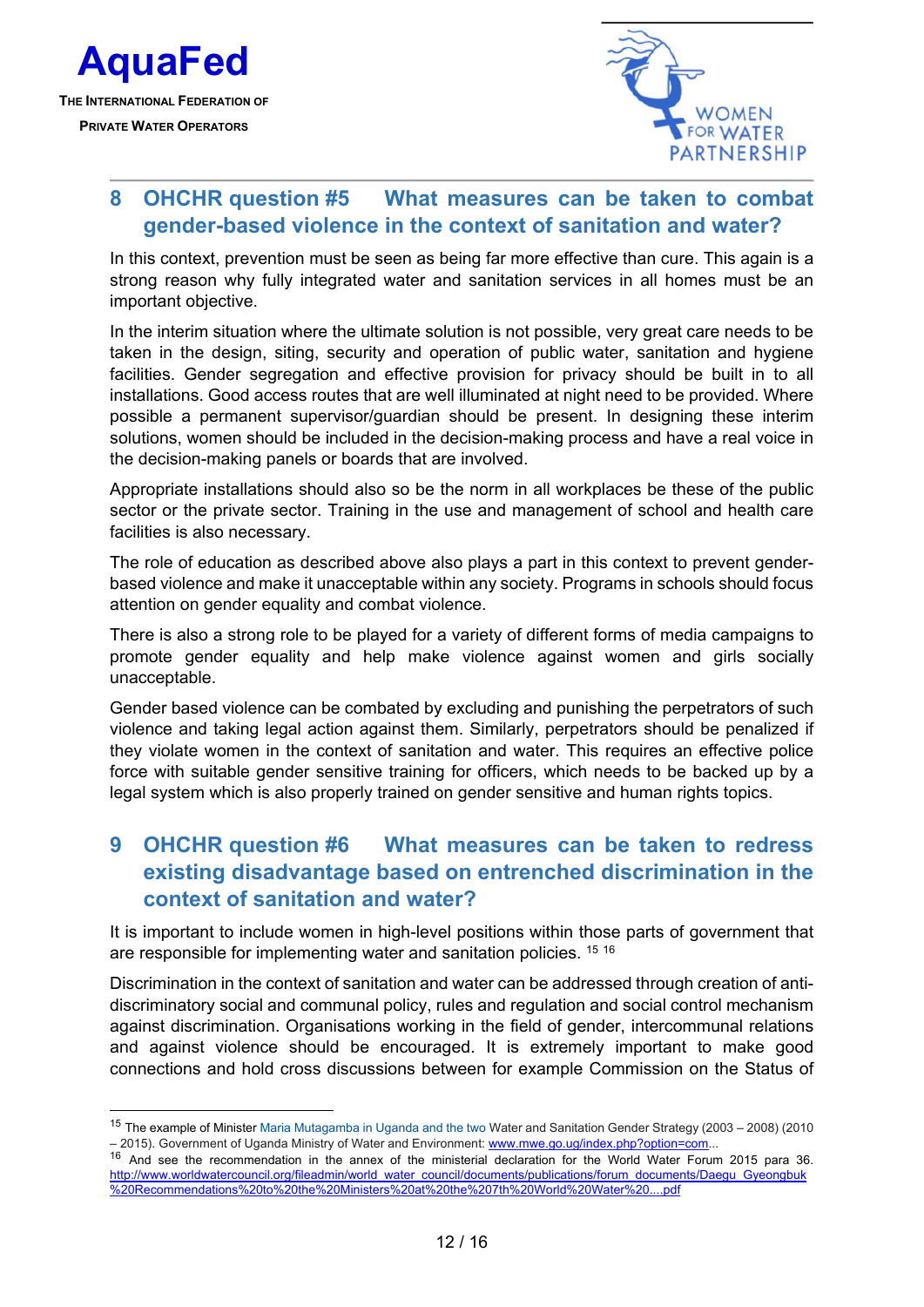## 8 OHCHR question #5 What measures can be taken to combat gender-based violence in the context of sanitation and water?

In this context, prevention must be seen as being far more effective than cure. This again is a strong reason why fully integrated water and sanitation services in all homes must be an important objective.

In the interim situation where the ultimate solution is not possible, very great care needs to be taken in the design, siting, security and operation of public water, sanitation and hygiene facilities. Gender segregation and effective provision for privacy should be built in to all installations. Good access routes that are well illuminated at night need to be provided. Where possible a permanent supervisor/guardian should be present. In designing these interim solutions, women should be included in the decision-making process and have a real voice in the decision-making panels or boards that are involved.

Appropriate installations should also so be the norm in all workplaces be these of the public sector or the private sector. Training in the use and management of school and health care facilities is also necessary.

The role of education as described above also plays a part in this context to prevent gender-based violence and make it unacceptable within any society. Programs in schools should focus attention on gender equality and combat violence.

There is also a strong role to be played for a variety of different forms of media campaigns to promote gender equality and help make violence against women and girls socially unacceptable.

Gender based violence can be combated by excluding and punishing the perpetrators of such violence and taking legal action against them. Similarly, perpetrators should be penalized if they violate women in the context of sanitation and water. This requires an effective police force with suitable gender sensitive training for officers, which needs to be backed up by a legal system which is also properly trained on gender sensitive and human rights topics.

## 9 OHCHR question #6 What measures can be taken to redress existing disadvantage based on entrenched discrimination in the context of sanitation and water?

It is important to include women in high-level positions within those parts of government that are responsible for implementing water and sanitation policies. [15] [16]

Discrimination in the context of sanitation and water can be addressed through creation of anti-discriminatory social and communal policy, rules and regulation and social control mechanism against discrimination. Organisations working in the field of gender, intercommunal relations and against violence should be encouraged. It is extremely important to make good connections and hold cross discussions between for example Commission on the Status of

---

[15] The example of Minister Maria Mutagamba in Uganda and the two Water and Sanitation Gender Strategy (2003 – 2008) (2010 – 2015). Government of Uganda Ministry of Water and Environment: www.mwe.go.ug/index.php?option=com...

[16] And see the recommendation in the annex of the ministerial declaration for the World Water Forum 2015 para 36. http://www.worldwatercouncil.org/fileadmin/world_water_council/documents/publications/forum_documents/Daegu_Gyeongbuk%20Recommendations%20to%20the%20Ministers%20at%20the%207th%20World%20Water%20....pdf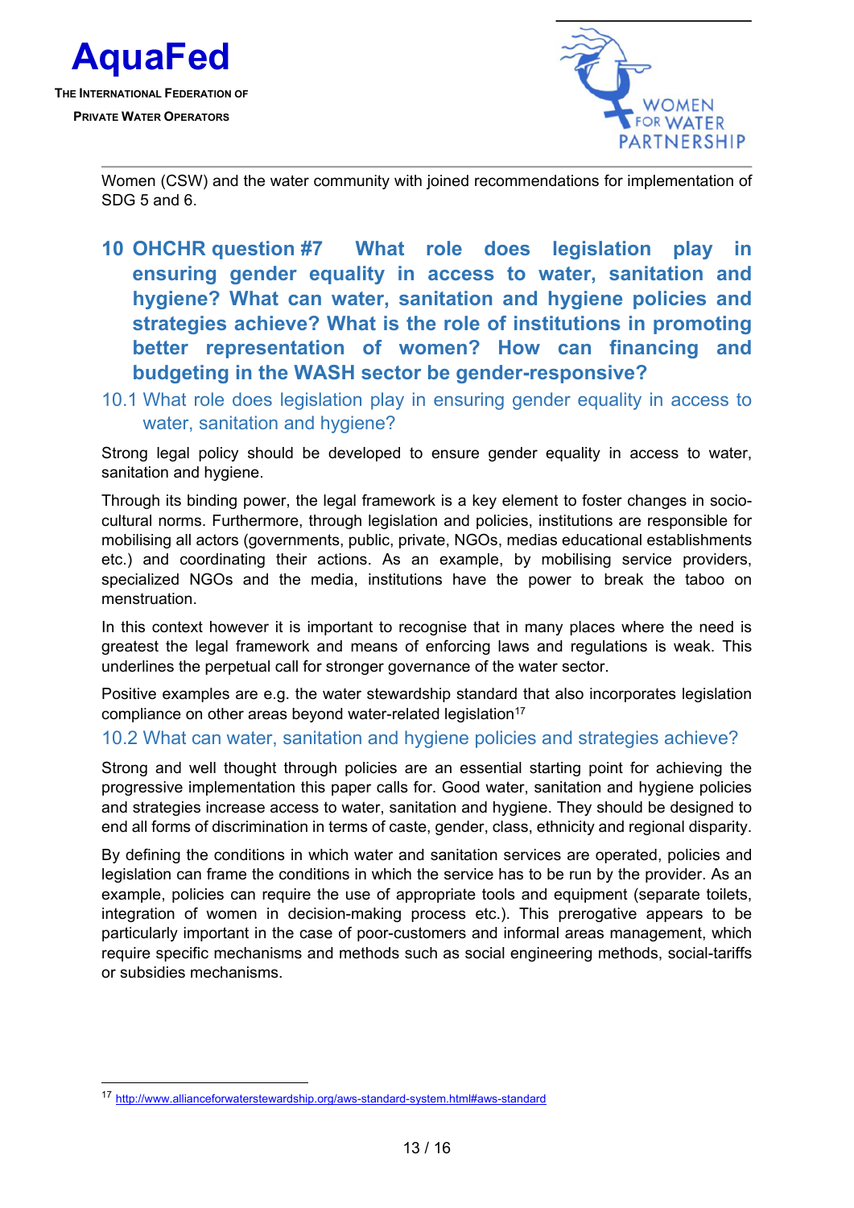Women (CSW) and the water community with joined recommendations for implementation of SDG 5 and 6.

# 10 OHCHR question #7 What role does legislation play in ensuring gender equality in access to water, sanitation and hygiene? What can water, sanitation and hygiene policies and strategies achieve? What is the role of institutions in promoting better representation of women? How can financing and budgeting in the WASH sector be gender-responsive?

## 10.1 What role does legislation play in ensuring gender equality in access to water, sanitation and hygiene?

Strong legal policy should be developed to ensure gender equality in access to water, sanitation and hygiene.

Through its binding power, the legal framework is a key element to foster changes in socio-cultural norms. Furthermore, through legislation and policies, institutions are responsible for mobilising all actors (governments, public, private, NGOs, medias educational establishments etc.) and coordinating their actions. As an example, by mobilising service providers, specialized NGOs and the media, institutions have the power to break the taboo on menstruation.

In this context however it is important to recognise that in many places where the need is greatest the legal framework and means of enforcing laws and regulations is weak. This underlines the perpetual call for stronger governance of the water sector.

Positive examples are e.g. the water stewardship standard that also incorporates legislation compliance on other areas beyond water-related legislation[17]

## 10.2 What can water, sanitation and hygiene policies and strategies achieve?

Strong and well thought through policies are an essential starting point for achieving the progressive implementation this paper calls for. Good water, sanitation and hygiene policies and strategies increase access to water, sanitation and hygiene. They should be designed to end all forms of discrimination in terms of caste, gender, class, ethnicity and regional disparity.

By defining the conditions in which water and sanitation services are operated, policies and legislation can frame the conditions in which the service has to be run by the provider. As an example, policies can require the use of appropriate tools and equipment (separate toilets, integration of women in decision-making process etc.). This prerogative appears to be particularly important in the case of poor-customers and informal areas management, which require specific mechanisms and methods such as social engineering methods, social-tariffs or subsidies mechanisms.

---

[17] http://www.allianceforwaterstewardship.org/aws-standard-system.html#aws-standard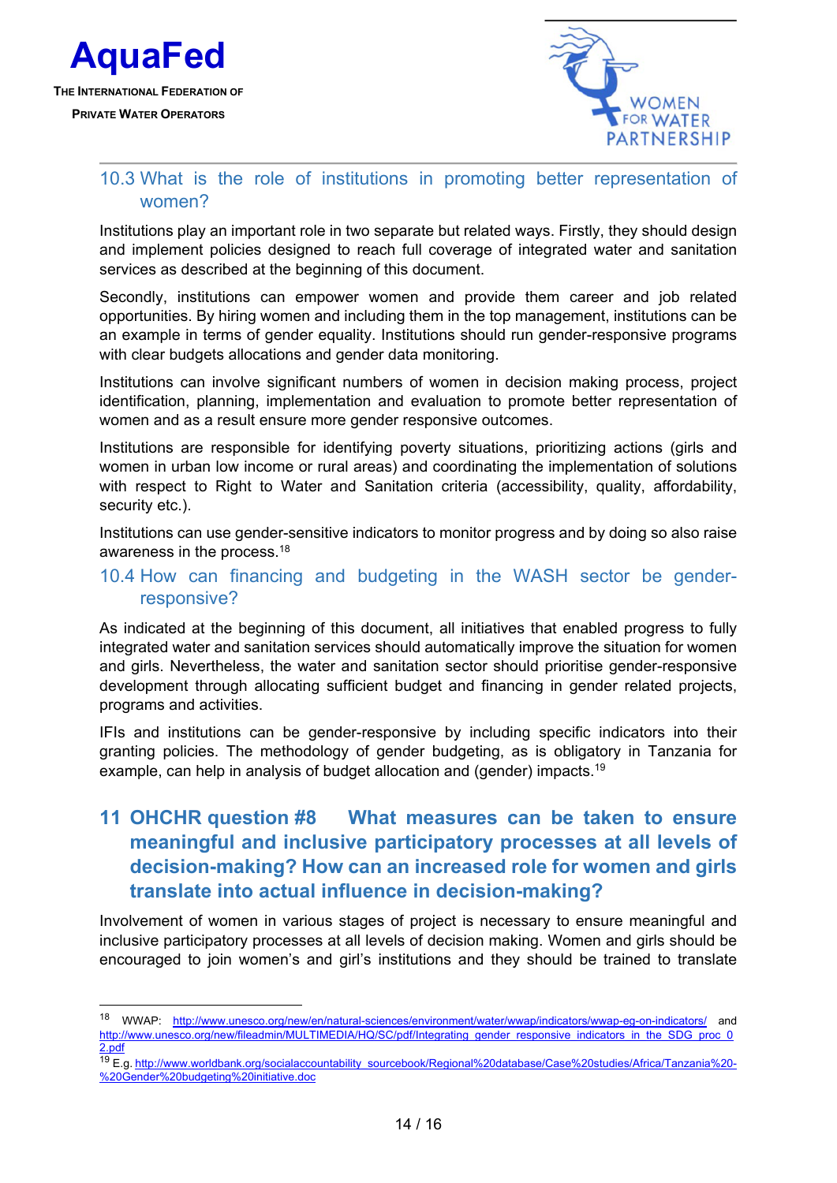### 10.3 What is the role of institutions in promoting better representation of women?

Institutions play an important role in two separate but related ways. Firstly, they should design and implement policies designed to reach full coverage of integrated water and sanitation services as described at the beginning of this document.

Secondly, institutions can empower women and provide them career and job related opportunities. By hiring women and including them in the top management, institutions can be an example in terms of gender equality. Institutions should run gender-responsive programs with clear budgets allocations and gender data monitoring.

Institutions can involve significant numbers of women in decision making process, project identification, planning, implementation and evaluation to promote better representation of women and as a result ensure more gender responsive outcomes.

Institutions are responsible for identifying poverty situations, prioritizing actions (girls and women in urban low income or rural areas) and coordinating the implementation of solutions with respect to Right to Water and Sanitation criteria (accessibility, quality, affordability, security etc.).

Institutions can use gender-sensitive indicators to monitor progress and by doing so also raise awareness in the process.[18]

### 10.4 How can financing and budgeting in the WASH sector be gender-responsive?

As indicated at the beginning of this document, all initiatives that enabled progress to fully integrated water and sanitation services should automatically improve the situation for women and girls. Nevertheless, the water and sanitation sector should prioritise gender-responsive development through allocating sufficient budget and financing in gender related projects, programs and activities.

IFIs and institutions can be gender-responsive by including specific indicators into their granting policies. The methodology of gender budgeting, as is obligatory in Tanzania for example, can help in analysis of budget allocation and (gender) impacts.[19]

## 11 OHCHR question #8 What measures can be taken to ensure meaningful and inclusive participatory processes at all levels of decision-making? How can an increased role for women and girls translate into actual influence in decision-making?

Involvement of women in various stages of project is necessary to ensure meaningful and inclusive participatory processes at all levels of decision making. Women and girls should be encouraged to join women's and girl's institutions and they should be trained to translate

---

[18] WWAP: http://www.unesco.org/new/en/natural-sciences/environment/water/wwap/indicators/wwap-eg-on-indicators/ and http://www.unesco.org/new/fileadmin/MULTIMEDIA/HQ/SC/pdf/Integrating_gender_responsive_indicators_in_the_SDG_proc_02.pdf

[19] E.g. http://www.worldbank.org/socialaccountability_sourcebook/Regional%20database/Case%20studies/Africa/Tanzania%20-%20Gender%20budgeting%20initiative.doc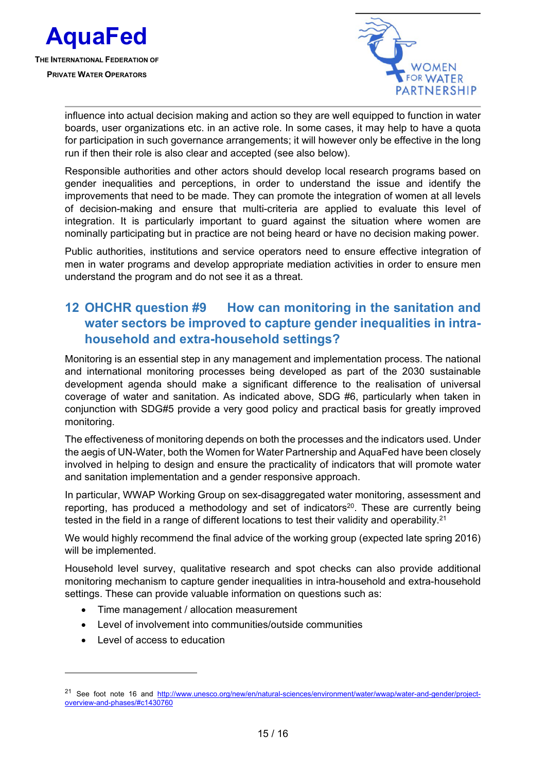influence into actual decision making and action so they are well equipped to function in water boards, user organizations etc. in an active role. In some cases, it may help to have a quota for participation in such governance arrangements; it will however only be effective in the long run if then their role is also clear and accepted (see also below).

Responsible authorities and other actors should develop local research programs based on gender inequalities and perceptions, in order to understand the issue and identify the improvements that need to be made. They can promote the integration of women at all levels of decision-making and ensure that multi-criteria are applied to evaluate this level of integration. It is particularly important to guard against the situation where women are nominally participating but in practice are not being heard or have no decision making power.

Public authorities, institutions and service operators need to ensure effective integration of men in water programs and develop appropriate mediation activities in order to ensure men understand the program and do not see it as a threat.

## 12 OHCHR question #9 How can monitoring in the sanitation and water sectors be improved to capture gender inequalities in intra-household and extra-household settings?

Monitoring is an essential step in any management and implementation process. The national and international monitoring processes being developed as part of the 2030 sustainable development agenda should make a significant difference to the realisation of universal coverage of water and sanitation. As indicated above, SDG #6, particularly when taken in conjunction with SDG#5 provide a very good policy and practical basis for greatly improved monitoring.

The effectiveness of monitoring depends on both the processes and the indicators used. Under the aegis of UN-Water, both the Women for Water Partnership and AquaFed have been closely involved in helping to design and ensure the practicality of indicators that will promote water and sanitation implementation and a gender responsive approach.

In particular, WWAP Working Group on sex-disaggregated water monitoring, assessment and reporting, has produced a methodology and set of indicators[20]. These are currently being tested in the field in a range of different locations to test their validity and operability.[21]

We would highly recommend the final advice of the working group (expected late spring 2016) will be implemented.

Household level survey, qualitative research and spot checks can also provide additional monitoring mechanism to capture gender inequalities in intra-household and extra-household settings. These can provide valuable information on questions such as:

- Time management / allocation measurement
- Level of involvement into communities/outside communities
- Level of access to education

---

[21] See foot note 16 and http://www.unesco.org/new/en/natural-sciences/environment/water/wwap/water-and-gender/project-overview-and-phases/#c1430760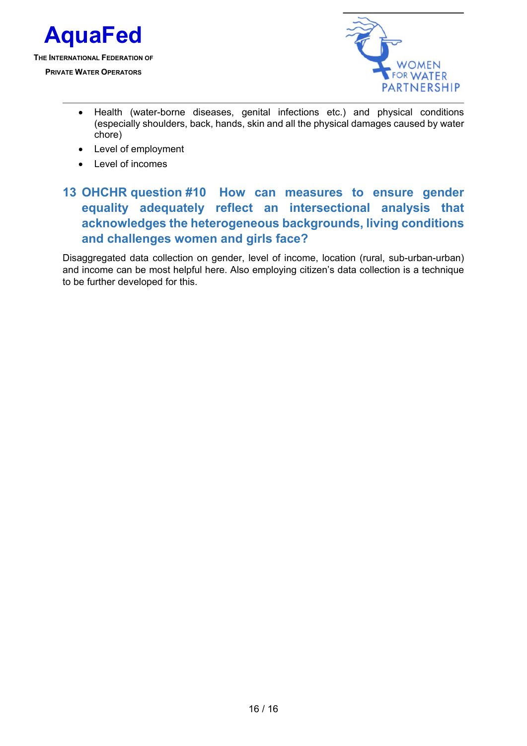- Health (water-borne diseases, genital infections etc.) and physical conditions (especially shoulders, back, hands, skin and all the physical damages caused by water chore)
- Level of employment
- Level of incomes

## 13 OHCHR question #10 How can measures to ensure gender equality adequately reflect an intersectional analysis that acknowledges the heterogeneous backgrounds, living conditions and challenges women and girls face?

Disaggregated data collection on gender, level of income, location (rural, sub-urban-urban) and income can be most helpful here. Also employing citizen's data collection is a technique to be further developed for this.